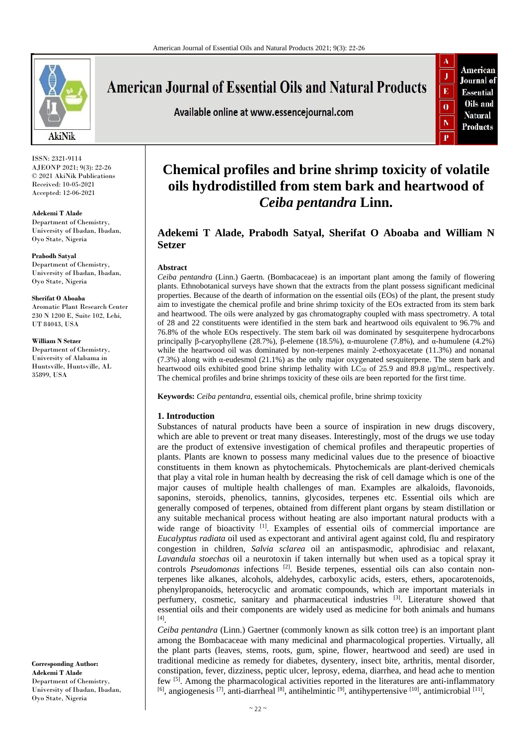ISSN: 2321-9114
AJEONP 2021; 9(3): 22-26
© 2021 AkiNik Publications
Received: 10-05-2021
Accepted: 12-06-2021

**Adekemi T Alade**
Department of Chemistry, University of Ibadan, Ibadan, Oyo State, Nigeria

**Prabodh Satyal**
Department of Chemistry, University of Ibadan, Ibadan, Oyo State, Nigeria

**Sherifat O Aboaba**
Aromatic Plant Research Center 230 N 1200 E, Suite 102, Lehi, UT 84043, USA

**William N Setzer**
Department of Chemistry, University of Alabama in Huntsville, Huntsville, AL 35899, USA

**Corresponding Author:**
**Adekemi T Alade**
Department of Chemistry, University of Ibadan, Ibadan, Oyo State, Nigeria

# Chemical profiles and brine shrimp toxicity of volatile oils hydrodistilled from stem bark and heartwood of *Ceiba pentandra* Linn.

**Adekemi T Alade, Prabodh Satyal, Sherifat O Aboaba and William N Setzer**

## Abstract

*Ceiba pentandra* (Linn.) Gaertn. (Bombacaceae) is an important plant among the family of flowering plants. Ethnobotanical surveys have shown that the extracts from the plant possess significant medicinal properties. Because of the dearth of information on the essential oils (EOs) of the plant, the present study aim to investigate the chemical profile and brine shrimp toxicity of the EOs extracted from its stem bark and heartwood. The oils were analyzed by gas chromatography coupled with mass spectrometry. A total of 28 and 22 constituents were identified in the stem bark and heartwood oils equivalent to 96.7% and 76.8% of the whole EOs respectively. The stem bark oil was dominated by sesquiterpene hydrocarbons principally β-caryophyllene (28.7%), β-elemene (18.5%), α-muurolene (7.8%), and α-humulene (4.2%) while the heartwood oil was dominated by non-terpenes mainly 2-ethoxyacetate (11.3%) and nonanal (7.3%) along with α-eudesmol (21.1%) as the only major oxygenated sesquiterpene. The stem bark and heartwood oils exhibited good brine shrimp lethality with $LC_{50}$ of 25.9 and 89.8 µg/mL, respectively. The chemical profiles and brine shrimps toxicity of these oils are been reported for the first time.

**Keywords:** *Ceiba pentandra*, essential oils, chemical profile, brine shrimp toxicity

## 1. Introduction

Substances of natural products have been a source of inspiration in new drugs discovery, which are able to prevent or treat many diseases. Interestingly, most of the drugs we use today are the product of extensive investigation of chemical profiles and therapeutic properties of plants. Plants are known to possess many medicinal values due to the presence of bioactive constituents in them known as phytochemicals. Phytochemicals are plant-derived chemicals that play a vital role in human health by decreasing the risk of cell damage which is one of the major causes of multiple health challenges of man. Examples are alkaloids, flavonoids, saponins, steroids, phenolics, tannins, glycosides, terpenes etc. Essential oils which are generally composed of terpenes, obtained from different plant organs by steam distillation or any suitable mechanical process without heating are also important natural products with a wide range of bioactivity [1]. Examples of essential oils of commercial importance are *Eucalyptus radiata* oil used as expectorant and antiviral agent against cold, flu and respiratory congestion in children, *Salvia sclarea* oil an antispasmodic, aphrodisiac and relaxant, *Lavandula stoechas* oil a neurotoxin if taken internally but when used as a topical spray it controls *Pseudomonas* infections [2]. Beside terpenes, essential oils can also contain non-terpenes like alkanes, alcohols, aldehydes, carboxylic acids, esters, ethers, apocarotenoids, phenylpropanoids, heterocyclic and aromatic compounds, which are important materials in perfumery, cosmetic, sanitary and pharmaceutical industries [3]. Literature showed that essential oils and their components are widely used as medicine for both animals and humans [4].

*Ceiba pentandra* (Linn.) Gaertner (commonly known as silk cotton tree) is an important plant among the Bombacaceae with many medicinal and pharmacological properties. Virtually, all the plant parts (leaves, stems, roots, gum, spine, flower, heartwood and seed) are used in traditional medicine as remedy for diabetes, dysentery, insect bite, arthritis, mental disorder, constipation, fever, dizziness, peptic ulcer, leprosy, edema, diarrhea, and head ache to mention few [5]. Among the pharmacological activities reported in the literatures are anti-inflammatory [6], angiogenesis [7], anti-diarrheal [8], antihelmintic [9], antihypertensive [10], antimicrobial [11],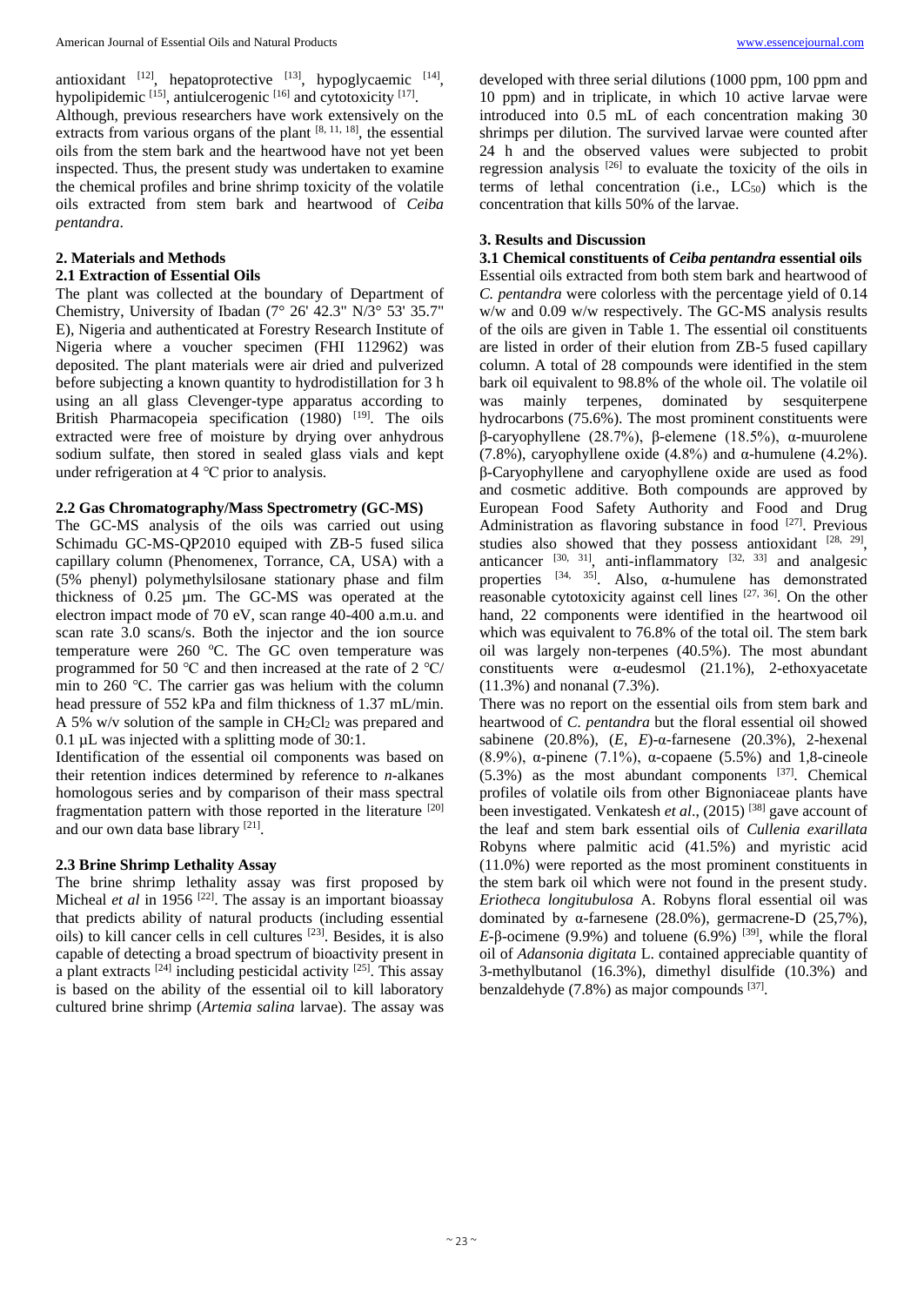antioxidant [12], hepatoprotective [13], hypoglycaemic [14], hypolipidemic [15], antiulcerogenic [16] and cytotoxicity [17].

Although, previous researchers have work extensively on the extracts from various organs of the plant [8, 11, 18], the essential oils from the stem bark and the heartwood have not yet been inspected. Thus, the present study was undertaken to examine the chemical profiles and brine shrimp toxicity of the volatile oils extracted from stem bark and heartwood of *Ceiba pentandra*.

## 2. Materials and Methods

### 2.1 Extraction of Essential Oils

The plant was collected at the boundary of Department of Chemistry, University of Ibadan (7° 26' 42.3" N/3° 53' 35.7" E), Nigeria and authenticated at Forestry Research Institute of Nigeria where a voucher specimen (FHI 112962) was deposited. The plant materials were air dried and pulverized before subjecting a known quantity to hydrodistillation for 3 h using an all glass Clevenger-type apparatus according to British Pharmacopeia specification (1980) [19]. The oils extracted were free of moisture by drying over anhydrous sodium sulfate, then stored in sealed glass vials and kept under refrigeration at 4 °C prior to analysis.

### 2.2 Gas Chromatography/Mass Spectrometry (GC-MS)

The GC-MS analysis of the oils was carried out using Schimadu GC-MS-QP2010 equiped with ZB-5 fused silica capillary column (Phenomenex, Torrance, CA, USA) with a (5% phenyl) polymethylsilosane stationary phase and film thickness of 0.25 µm. The GC-MS was operated at the electron impact mode of 70 eV, scan range 40-400 a.m.u. and scan rate 3.0 scans/s. Both the injector and the ion source temperature were 260 °C. The GC oven temperature was programmed for 50 °C and then increased at the rate of 2 °C/ min to 260 °C. The carrier gas was helium with the column head pressure of 552 kPa and film thickness of 1.37 mL/min. A 5% w/v solution of the sample in $CH_2Cl_2$ was prepared and 0.1 µL was injected with a splitting mode of 30:1.

Identification of the essential oil components was based on their retention indices determined by reference to *n*-alkanes homologous series and by comparison of their mass spectral fragmentation pattern with those reported in the literature [20] and our own data base library [21].

### 2.3 Brine Shrimp Lethality Assay

The brine shrimp lethality assay was first proposed by Micheal *et al* in 1956 [22]. The assay is an important bioassay that predicts ability of natural products (including essential oils) to kill cancer cells in cell cultures [23]. Besides, it is also capable of detecting a broad spectrum of bioactivity present in a plant extracts [24] including pesticidal activity [25]. This assay is based on the ability of the essential oil to kill laboratory cultured brine shrimp (*Artemia salina* larvae). The assay was developed with three serial dilutions (1000 ppm, 100 ppm and 10 ppm) and in triplicate, in which 10 active larvae were introduced into 0.5 mL of each concentration making 30 shrimps per dilution. The survived larvae were counted after 24 h and the observed values were subjected to probit regression analysis [26] to evaluate the toxicity of the oils in terms of lethal concentration (i.e., $LC_{50}$) which is the concentration that kills 50% of the larvae.

## 3. Results and Discussion

### 3.1 Chemical constituents of *Ceiba pentandra* essential oils

Essential oils extracted from both stem bark and heartwood of *C. pentandra* were colorless with the percentage yield of 0.14 w/w and 0.09 w/w respectively. The GC-MS analysis results of the oils are given in Table 1. The essential oil constituents are listed in order of their elution from ZB-5 fused capillary column. A total of 28 compounds were identified in the stem bark oil equivalent to 98.8% of the whole oil. The volatile oil was mainly terpenes, dominated by sesquiterpene hydrocarbons (75.6%). The most prominent constituents were β-caryophyllene (28.7%), β-elemene (18.5%), α-muurolene (7.8%), caryophyllene oxide (4.8%) and α-humulene (4.2%). β-Caryophyllene and caryophyllene oxide are used as food and cosmetic additive. Both compounds are approved by European Food Safety Authority and Food and Drug Administration as flavoring substance in food [27]. Previous studies also showed that they possess antioxidant [28, 29], anticancer [30, 31], anti-inflammatory [32, 33] and analgesic properties [34, 35]. Also, α-humulene has demonstrated reasonable cytotoxicity against cell lines [27, 36]. On the other hand, 22 components were identified in the heartwood oil which was equivalent to 76.8% of the total oil. The stem bark oil was largely non-terpenes (40.5%). The most abundant constituents were α-eudesmol (21.1%), 2-ethoxyacetate (11.3%) and nonanal (7.3%).

There was no report on the essential oils from stem bark and heartwood of *C. pentandra* but the floral essential oil showed sabinene (20.8%), (*E*, *E*)-α-farnesene (20.3%), 2-hexenal (8.9%), α-pinene (7.1%), α-copaene (5.5%) and 1,8-cineole (5.3%) as the most abundant components [37]. Chemical profiles of volatile oils from other Bignoniaceae plants have been investigated. Venkatesh *et al*., (2015) [38] gave account of the leaf and stem bark essential oils of *Cullenia exarillata* Robyns where palmitic acid (41.5%) and myristic acid (11.0%) were reported as the most prominent constituents in the stem bark oil which were not found in the present study. *Eriotheca longitubulosa* A. Robyns floral essential oil was dominated by α-farnesene (28.0%), germacrene-D (25,7%), *E*-β-ocimene (9.9%) and toluene (6.9%) [39], while the floral oil of *Adansonia digitata* L. contained appreciable quantity of 3-methylbutanol (16.3%), dimethyl disulfide (10.3%) and benzaldehyde (7.8%) as major compounds [37].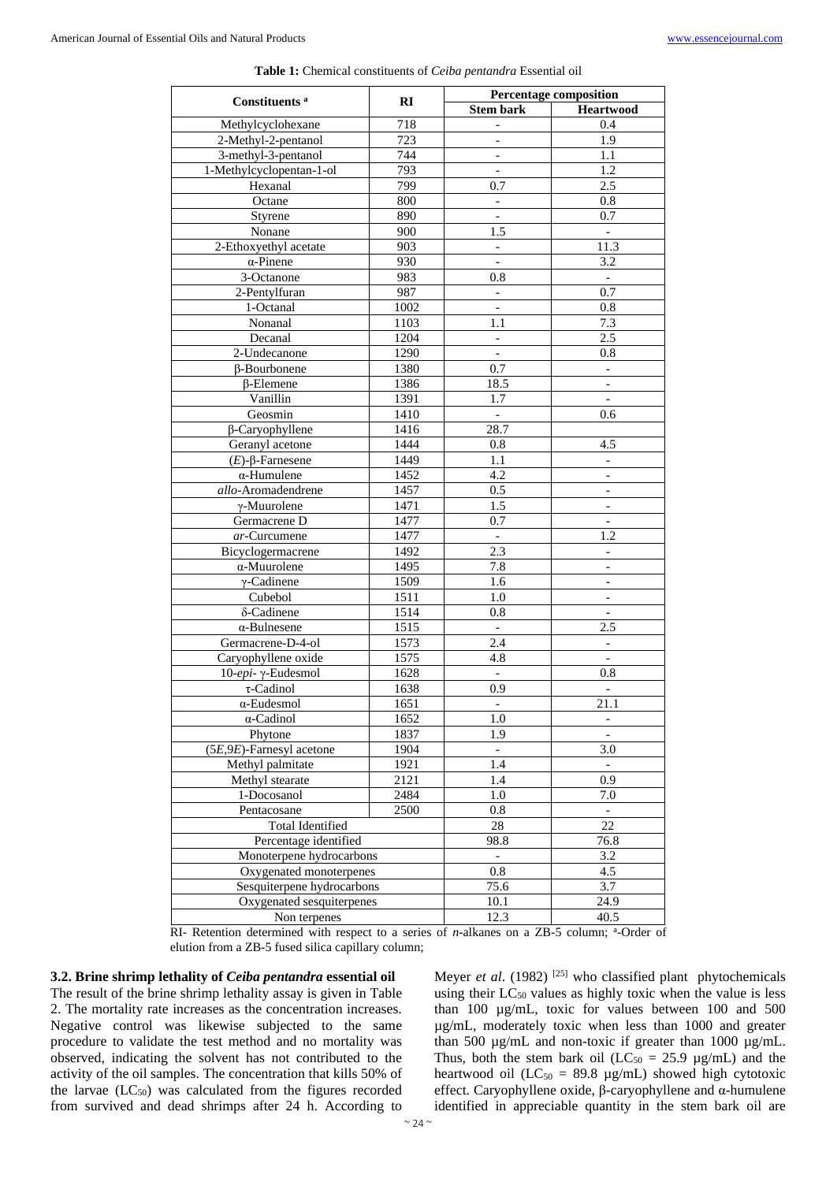**Table 1:** Chemical constituents of *Ceiba pentandra* Essential oil

| Constituents [a] | RI | Percentage composition | |
|---|---|---|---|
| | | Stem bark | Heartwood |
| Methylcyclohexane | 718 | - | 0.4 |
| 2-Methyl-2-pentanol | 723 | - | 1.9 |
| 3-methyl-3-pentanol | 744 | - | 1.1 |
| 1-Methylcyclopentan-1-ol | 793 | - | 1.2 |
| Hexanal | 799 | 0.7 | 2.5 |
| Octane | 800 | - | 0.8 |
| Styrene | 890 | - | 0.7 |
| Nonane | 900 | 1.5 | - |
| 2-Ethoxyethyl acetate | 903 | - | 11.3 |
| α-Pinene | 930 | - | 3.2 |
| 3-Octanone | 983 | 0.8 | - |
| 2-Pentylfuran | 987 | - | 0.7 |
| 1-Octanal | 1002 | - | 0.8 |
| Nonanal | 1103 | 1.1 | 7.3 |
| Decanal | 1204 | - | 2.5 |
| 2-Undecanone | 1290 | - | 0.8 |
| β-Bourbonene | 1380 | 0.7 | - |
| β-Elemene | 1386 | 18.5 | - |
| Vanillin | 1391 | 1.7 | - |
| Geosmin | 1410 | - | 0.6 |
| β-Caryophyllene | 1416 | 28.7 | |
| Geranyl acetone | 1444 | 0.8 | 4.5 |
| (*E*)-β-Farnesene | 1449 | 1.1 | - |
| α-Humulene | 1452 | 4.2 | - |
| *allo*-Aromadendrene | 1457 | 0.5 | - |
| γ-Muurolene | 1471 | 1.5 | - |
| Germacrene D | 1477 | 0.7 | - |
| *ar*-Curcumene | 1477 | - | 1.2 |
| Bicyclogermacrene | 1492 | 2.3 | - |
| α-Muurolene | 1495 | 7.8 | - |
| γ-Cadinene | 1509 | 1.6 | - |
| Cubebol | 1511 | 1.0 | - |
| δ-Cadinene | 1514 | 0.8 | - |
| α-Bulnesene | 1515 | - | 2.5 |
| Germacrene-D-4-ol | 1573 | 2.4 | - |
| Caryophyllene oxide | 1575 | 4.8 | - |
| 10-*epi*- γ-Eudesmol | 1628 | - | 0.8 |
| τ-Cadinol | 1638 | 0.9 | - |
| α-Eudesmol | 1651 | - | 21.1 |
| α-Cadinol | 1652 | 1.0 | - |
| Phytone | 1837 | 1.9 | - |
| (5*E*,9*E*)-Farnesyl acetone | 1904 | - | 3.0 |
| Methyl palmitate | 1921 | 1.4 | - |
| Methyl stearate | 2121 | 1.4 | 0.9 |
| 1-Docosanol | 2484 | 1.0 | 7.0 |
| Pentacosane | 2500 | 0.8 | - |
| Total Identified | | 28 | 22 |
| Percentage identified | | 98.8 | 76.8 |
| Monoterpene hydrocarbons | | - | 3.2 |
| Oxygenated monoterpenes | | 0.8 | 4.5 |
| Sesquiterpene hydrocarbons | | 75.6 | 3.7 |
| Oxygenated sesquiterpenes | | 10.1 | 24.9 |
| Non terpenes | | 12.3 | 40.5 |

RI- Retention determined with respect to a series of *n*-alkanes on a ZB-5 column; [a]-Order of elution from a ZB-5 fused silica capillary column;

### 3.2. Brine shrimp lethality of *Ceiba pentandra* essential oil

The result of the brine shrimp lethality assay is given in Table 2. The mortality rate increases as the concentration increases. Negative control was likewise subjected to the same procedure to validate the test method and no mortality was observed, indicating the solvent has not contributed to the activity of the oil samples. The concentration that kills 50% of the larvae ($LC_{50}$) was calculated from the figures recorded from survived and dead shrimps after 24 h. According to Meyer *et al*. (1982) [25] who classified plant phytochemicals using their $LC_{50}$ values as highly toxic when the value is less than 100 µg/mL, toxic for values between 100 and 500 µg/mL, moderately toxic when less than 1000 and greater than 500 µg/mL and non-toxic if greater than 1000 µg/mL. Thus, both the stem bark oil ($LC_{50}$ = 25.9 µg/mL) and the heartwood oil ($LC_{50}$ = 89.8 µg/mL) showed high cytotoxic effect. Caryophyllene oxide, β-caryophyllene and α-humulene identified in appreciable quantity in the stem bark oil are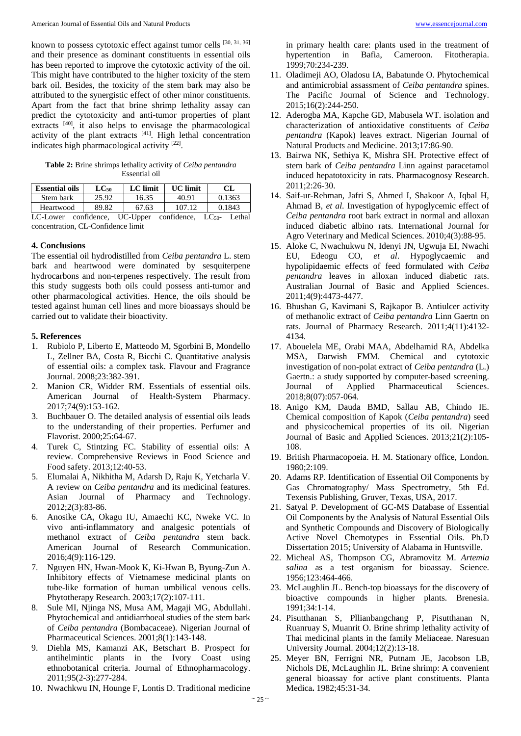known to possess cytotoxic effect against tumor cells [30, 31, 36] and their presence as dominant constituents in essential oils has been reported to improve the cytotoxic activity of the oil. This might have contributed to the higher toxicity of the stem bark oil. Besides, the toxicity of the stem bark may also be attributed to the synergistic effect of other minor constituents. Apart from the fact that brine shrimp lethality assay can predict the cytotoxicity and anti-tumor properties of plant extracts [40], it also helps to envisage the pharmacological activity of the plant extracts [41]. High lethal concentration indicates high pharmacological activity [22].

**Table 2:** Brine shrimps lethality activity of *Ceiba pentandra* Essential oil

| Essential oils | $LC_{50}$ | LC limit | UC limit | CL |
|---|---|---|---|---|
| Stem bark | 25.92 | 16.35 | 40.91 | 0.1363 |
| Heartwood | 89.82 | 67.63 | 107.12 | 0.1843 |

LC-Lower confidence, UC-Upper confidence, $LC_{50}$- Lethal concentration, CL-Confidence limit

## 4. Conclusions

The essential oil hydrodistilled from *Ceiba pentandra* L. stem bark and heartwood were dominated by sesquiterpene hydrocarbons and non-terpenes respectively. The result from this study suggests both oils could possess anti-tumor and other pharmacological activities. Hence, the oils should be tested against human cell lines and more bioassays should be carried out to validate their bioactivity.

## 5. References

1. Rubiolo P, Liberto E, Matteodo M, Sgorbini B, Mondello L, Zellner BA, Costa R, Bicchi C. Quantitative analysis of essential oils: a complex task. Flavour and Fragrance Journal. 2008;23:382-391.
2. Manion CR, Widder RM. Essentials of essential oils. American Journal of Health-System Pharmacy. 2017;74(9):153-162.
3. Buchbauer O. The detailed analysis of essential oils leads to the understanding of their properties. Perfumer and Flavorist. 2000;25:64-67.
4. Turek C, Stintzing FC. Stability of essential oils: A review. Comprehensive Reviews in Food Science and Food safety. 2013;12:40-53.
5. Elumalai A, Nikhitha M, Adarsh D, Raju K, Yetcharla V. A review on *Ceiba pentandra* and its medicinal features. Asian Journal of Pharmacy and Technology. 2012;2(3):83-86.
6. Anosike CA, Okagu IU, Amaechi KC, Nweke VC. In vivo anti-inflammatory and analgesic potentials of methanol extract of *Ceiba pentandra* stem back. American Journal of Research Communication. 2016;4(9):116-129.
7. Nguyen HN, Hwan-Mook K, Ki-Hwan B, Byung-Zun A. Inhibitory effects of Vietnamese medicinal plants on tube-like formation of human umbilical venous cells. Phytotherapy Research. 2003;17(2):107-111.
8. Sule MI, Njinga NS, Musa AM, Magaji MG, Abdullahi. Phytochemical and antidiarrhoeal studies of the stem bark of *Ceiba pentandra* (Bombacaceae). Nigerian Journal of Pharmaceutical Sciences. 2001;8(1):143-148.
9. Diehla MS, Kamanzi AK, Betschart B. Prospect for antihelmintic plants in the Ivory Coast using ethnobotanical criteria. Journal of Ethnopharmacology. 2011;95(2-3):277-284.
10. Nwachkwu IN, Hounge F, Lontis D. Traditional medicine in primary health care: plants used in the treatment of hypertention in Bafia, Cameroon. Fitotherapia. 1999;70:234-239.
11. Oladimeji AO, Oladosu IA, Babatunde O. Phytochemical and antimicrobial assassment of *Ceiba pentandra* spines. The Pacific Journal of Science and Technology. 2015;16(2):244-250.
12. Aderogba MA, Kapche GD, Mabusela WT. isolation and characterization of antioxidative constituents of *Ceiba pentandra* (Kapok) leaves extract. Nigerian Journal of Natural Products and Medicine. 2013;17:86-90.
13. Bairwa NK, Sethiya K, Mishra SH. Protective effect of stem bark of *Ceiba pentandra* Linn against paracetamol induced hepatotoxicity in rats. Pharmacognosy Research. 2011;2:26-30.
14. Saif-ur-Rehman, Jafri S, Ahmed I, Shakoor A, Iqbal H, Ahmad B, *et al.* Investigation of hypoglycemic effect of *Ceiba pentandra* root bark extract in normal and alloxan induced diabetic albino rats. International Journal for Agro Veterinary and Medical Sciences. 2010;4(3):88-95.
15. Aloke C, Nwachukwu N, Idenyi JN, Ugwuja EI, Nwachi EU, Edeogu CO, *et al*. Hypoglycaemic and hypolipidaemic effects of feed formulated with *Ceiba pentandra* leaves in alloxan induced diabetic rats. Australian Journal of Basic and Applied Sciences. 2011;4(9):4473-4477.
16. Bhushan G, Kavimani S, Rajkapor B. Antiulcer activity of methanolic extract of *Ceiba pentandra* Linn Gaertn on rats. Journal of Pharmacy Research. 2011;4(11):4132-4134.
17. Abouelela ME, Orabi MAA, Abdelhamid RA, Abdelka MSA, Darwish FMM. Chemical and cytotoxic investigation of non-polat extract of *Ceiba pentandra* (L.) Gaertn.: a study supported by computer-based screening. Journal of Applied Pharmaceutical Sciences. 2018;8(07):057-064.
18. Anigo KM, Dauda BMD, Sallau AB, Chindo IE. Chemical composition of Kapok (*Ceiba pentandra*) seed and physicochemical properties of its oil. Nigerian Journal of Basic and Applied Sciences. 2013;21(2):105-108.
19. British Pharmacopoeia. H. M. Stationary office, London. 1980;2:109.
20. Adams RP. Identification of Essential Oil Components by Gas Chromatography/ Mass Spectrometry, 5th Ed. Texensis Publishing, Gruver, Texas, USA, 2017.
21. Satyal P. Development of GC-MS Database of Essential Oil Components by the Analysis of Natural Essential Oils and Synthetic Compounds and Discovery of Biologically Active Novel Chemotypes in Essential Oils. Ph.D Dissertation 2015; University of Alabama in Huntsville.
22. Micheal AS, Thompson CG, Abramovitz M. *Artemia salina* as a test organism for bioassay. Science. 1956;123:464-466.
23. McLaughlin JL. Bench-top bioassays for the discovery of bioactive compounds in higher plants. Brenesia. 1991;34:1-14.
24. Pisutthanan S, Pllianbangchang P, Pisutthanan N, Ruanruay S, Muanrit O. Brine shrimp lethality activity of Thai medicinal plants in the family Meliaceae. Naresuan University Journal. 2004;12(2):13-18.
25. Meyer BN, Ferrigni NR, Putnam JE, Jacobson LB, Nichols DE, McLaughlin JL. Brine shrimp: A convenient general bioassay for active plant constituents. Planta Medica**.** 1982;45:31-34.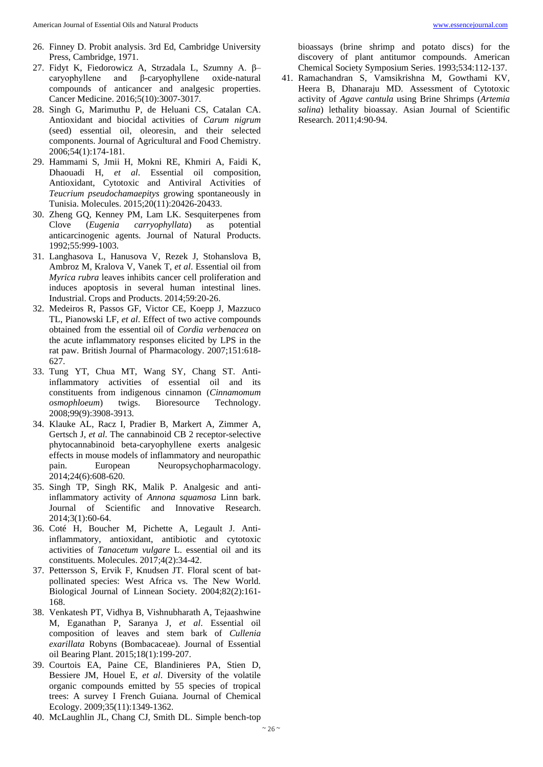26. Finney D. Probit analysis. 3rd Ed, Cambridge University Press, Cambridge, 1971.
27. Fidyt K, Fiedorowicz A, Strzadala L, Szumny A. β–caryophyllene and β-caryophyllene oxide-natural compounds of anticancer and analgesic properties. Cancer Medicine. 2016;5(10):3007-3017.
28. Singh G, Marimuthu P, de Heluani CS, Catalan CA. Antioxidant and biocidal activities of *Carum nigrum* (seed) essential oil, oleoresin, and their selected components. Journal of Agricultural and Food Chemistry. 2006;54(1):174-181.
29. Hammami S, Jmii H, Mokni RE, Khmiri A, Faidi K, Dhaouadi H, *et al*. Essential oil composition, Antioxidant, Cytotoxic and Antiviral Activities of *Teucrium pseudochamaepitys* growing spontaneously in Tunisia. Molecules. 2015;20(11):20426-20433.
30. Zheng GQ, Kenney PM, Lam LK. Sesquiterpenes from Clove (*Eugenia carryophyllata*) as potential anticarcinogenic agents. Journal of Natural Products. 1992;55:999-1003.
31. Langhasova L, Hanusova V, Rezek J, Stohanslova B, Ambroz M, Kralova V, Vanek T, *et al*. Essential oil from *Myrica rubra* leaves inhibits cancer cell proliferation and induces apoptosis in several human intestinal lines. Industrial. Crops and Products. 2014;59:20-26.
32. Medeiros R, Passos GF, Victor CE, Koepp J, Mazzuco TL, Pianowski LF, *et al*. Effect of two active compounds obtained from the essential oil of *Cordia verbenacea* on the acute inflammatory responses elicited by LPS in the rat paw. British Journal of Pharmacology. 2007;151:618-627.
33. Tung YT, Chua MT, Wang SY, Chang ST. Anti-inflammatory activities of essential oil and its constituents from indigenous cinnamon (*Cinnamomum osmophloeum*) twigs. Bioresource Technology. 2008;99(9):3908-3913.
34. Klauke AL, Racz I, Pradier B, Markert A, Zimmer A, Gertsch J, *et al*. The cannabinoid CB 2 receptor-selective phytocannabinoid beta-caryophyllene exerts analgesic effects in mouse models of inflammatory and neuropathic pain. European Neuropsychopharmacology. 2014;24(6):608-620.
35. Singh TP, Singh RK, Malik P. Analgesic and anti-inflammatory activity of *Annona squamosa* Linn bark. Journal of Scientific and Innovative Research. 2014;3(1):60-64.
36. Coté H, Boucher M, Pichette A, Legault J. Anti-inflammatory, antioxidant, antibiotic and cytotoxic activities of *Tanacetum vulgare* L. essential oil and its constituents. Molecules. 2017;4(2):34-42.
37. Pettersson S, Ervik F, Knudsen JT. Floral scent of bat-pollinated species: West Africa vs. The New World. Biological Journal of Linnean Society. 2004;82(2):161-168.
38. Venkatesh PT, Vidhya B, Vishnubharath A, Tejaashwine M, Eganathan P, Saranya J, *et al*. Essential oil composition of leaves and stem bark of *Cullenia exarillata* Robyns (Bombacaceae). Journal of Essential oil Bearing Plant. 2015;18(1):199-207.
39. Courtois EA, Paine CE, Blandinieres PA, Stien D, Bessiere JM, Houel E, *et al*. Diversity of the volatile organic compounds emitted by 55 species of tropical trees: A survey I French Guiana. Journal of Chemical Ecology. 2009;35(11):1349-1362.
40. McLaughlin JL, Chang CJ, Smith DL. Simple bench-top bioassays (brine shrimp and potato discs) for the discovery of plant antitumor compounds. American Chemical Society Symposium Series. 1993;534:112-137.
41. Ramachandran S, Vamsikrishna M, Gowthami KV, Heera B, Dhanaraju MD. Assessment of Cytotoxic activity of *Agave cantula* using Brine Shrimps (*Artemia salina*) lethality bioassay. Asian Journal of Scientific Research. 2011;4:90-94.